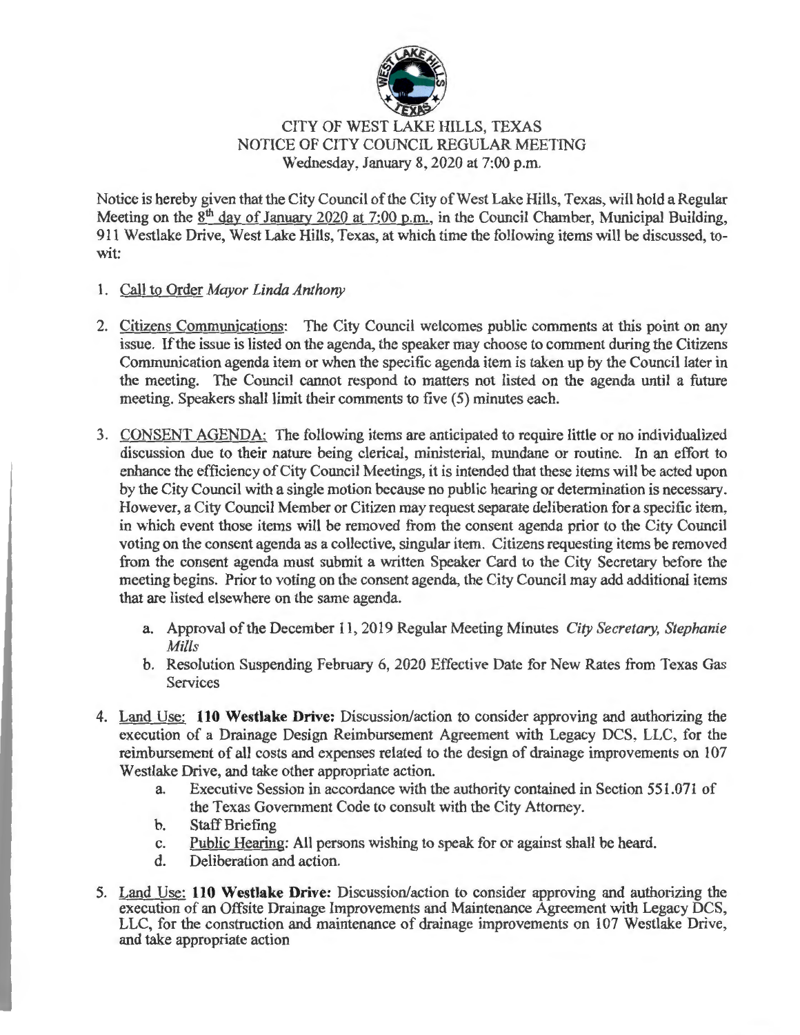# CITY OF WEST LAKE HILLS, TEXAS
## NOTICE OF CITY COUNCIL REGULAR MEETING
### Wednesday, January 8, 2020 at 7:00 p.m.

Notice is hereby given that the City Council of the City of West Lake Hills, Texas, will hold a Regular Meeting on the 8th day of January 2020 at 7:00 p.m., in the Council Chamber, Municipal Building, 911 Westlake Drive, West Lake Hills, Texas, at which time the following items will be discussed, to-wit:

1. Call to Order *Mayor Linda Anthony*

2. Citizens Communications: The City Council welcomes public comments at this point on any issue. If the issue is listed on the agenda, the speaker may choose to comment during the Citizens Communication agenda item or when the specific agenda item is taken up by the Council later in the meeting. The Council cannot respond to matters not listed on the agenda until a future meeting. Speakers shall limit their comments to five (5) minutes each.

3. CONSENT AGENDA: The following items are anticipated to require little or no individualized discussion due to their nature being clerical, ministerial, mundane or routine. In an effort to enhance the efficiency of City Council Meetings, it is intended that these items will be acted upon by the City Council with a single motion because no public hearing or determination is necessary. However, a City Council Member or Citizen may request separate deliberation for a specific item, in which event those items will be removed from the consent agenda prior to the City Council voting on the consent agenda as a collective, singular item. Citizens requesting items be removed from the consent agenda must submit a written Speaker Card to the City Secretary before the meeting begins. Prior to voting on the consent agenda, the City Council may add additional items that are listed elsewhere on the same agenda.
   a. Approval of the December 11, 2019 Regular Meeting Minutes *City Secretary, Stephanie Mills*
   b. Resolution Suspending February 6, 2020 Effective Date for New Rates from Texas Gas Services

4. Land Use: **110 Westlake Drive:** Discussion/action to consider approving and authorizing the execution of a Drainage Design Reimbursement Agreement with Legacy DCS, LLC, for the reimbursement of all costs and expenses related to the design of drainage improvements on 107 Westlake Drive, and take other appropriate action.
   a. Executive Session in accordance with the authority contained in Section 551.071 of the Texas Government Code to consult with the City Attorney.
   b. Staff Briefing
   c. Public Hearing: All persons wishing to speak for or against shall be heard.
   d. Deliberation and action.

5. Land Use: **110 Westlake Drive:** Discussion/action to consider approving and authorizing the execution of an Offsite Drainage Improvements and Maintenance Agreement with Legacy DCS, LLC, for the construction and maintenance of drainage improvements on 107 Westlake Drive, and take appropriate action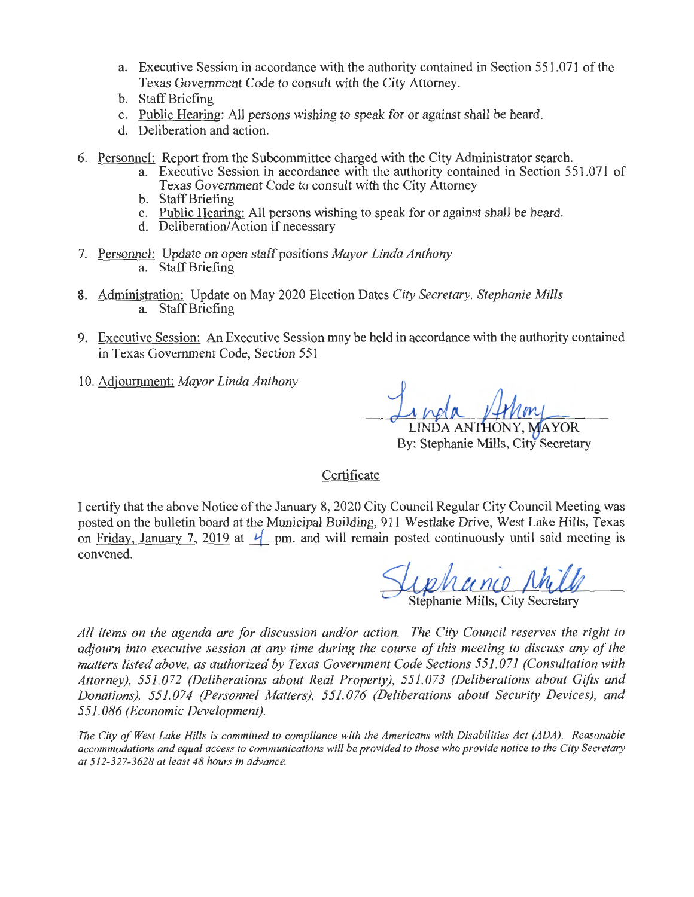a. Executive Session in accordance with the authority contained in Section 551.071 of the Texas Government Code to consult with the City Attorney.
b. Staff Briefing
c. Public Hearing: All persons wishing to speak for or against shall be heard.
d. Deliberation and action.

6. Personnel: Report from the Subcommittee charged with the City Administrator search.
   a. Executive Session in accordance with the authority contained in Section 551.071 of Texas Government Code to consult with the City Attorney
   b. Staff Briefing
   c. Public Hearing: All persons wishing to speak for or against shall be heard.
   d. Deliberation/Action if necessary

7. Personnel: Update on open staff positions *Mayor Linda Anthony*
   a. Staff Briefing

8. Administration: Update on May 2020 Election Dates *City Secretary, Stephanie Mills*
   a. Staff Briefing

9. Executive Session: An Executive Session may be held in accordance with the authority contained in Texas Government Code, Section 551

10. Adjournment: *Mayor Linda Anthony*

LINDA ANTHONY, MAYOR
By: Stephanie Mills, City Secretary

Certificate

I certify that the above Notice of the January 8, 2020 City Council Regular City Council Meeting was posted on the bulletin board at the Municipal Building, 911 Westlake Drive, West Lake Hills, Texas on Friday, January 7, 2019 at 4 pm. and will remain posted continuously until said meeting is convened.

Stephanie Mills, City Secretary

*All items on the agenda are for discussion and/or action. The City Council reserves the right to adjourn into executive session at any time during the course of this meeting to discuss any of the matters listed above, as authorized by Texas Government Code Sections 551.071 (Consultation with Attorney), 551.072 (Deliberations about Real Property), 551.073 (Deliberations about Gifts and Donations), 551.074 (Personnel Matters), 551.076 (Deliberations about Security Devices), and 551.086 (Economic Development).*

*The City of West Lake Hills is committed to compliance with the Americans with Disabilities Act (ADA). Reasonable accommodations and equal access to communications will be provided to those who provide notice to the City Secretary at 512-327-3628 at least 48 hours in advance.*